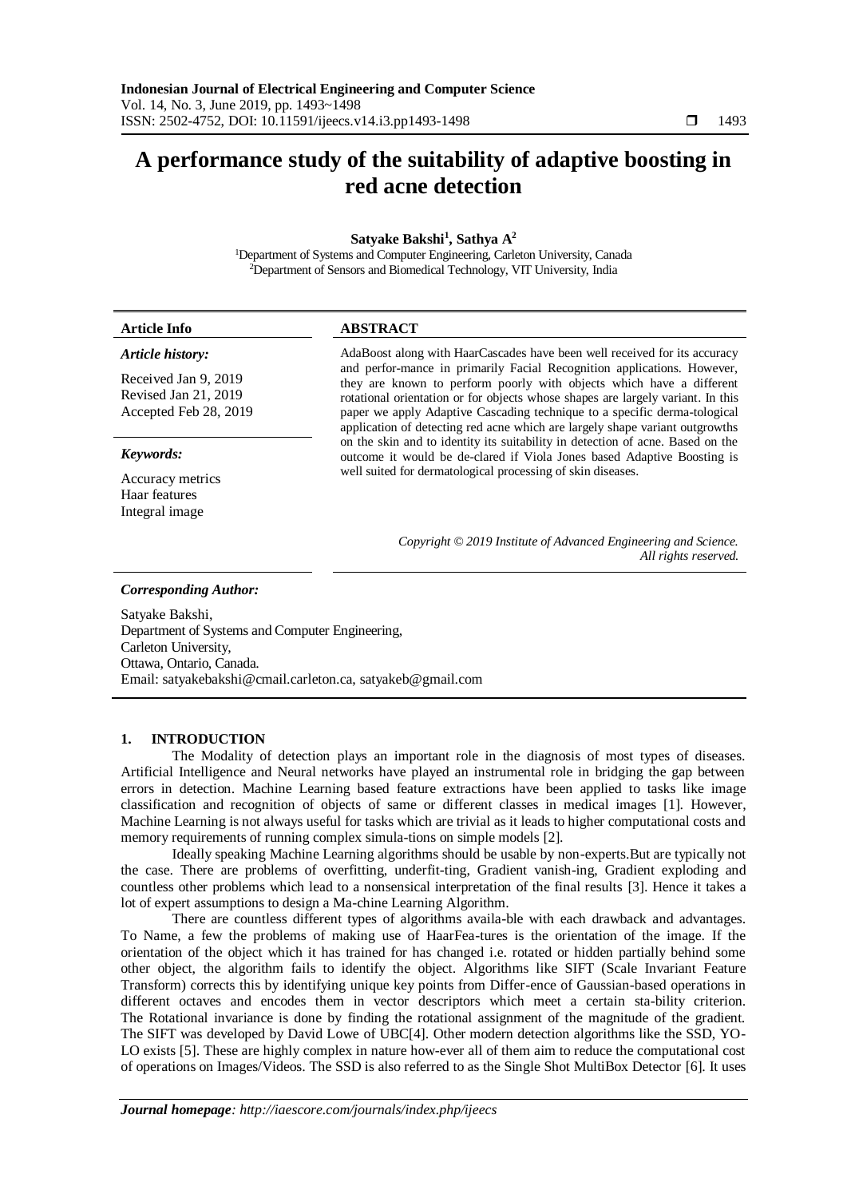# A performance study of the suitability of adaptive boosting in red acne detection

**Satyake Bakshi[1], Sathya A[2]**

[1]Department of Systems and Computer Engineering, Carleton University, Canada
[2]Department of Sensors and Biomedical Technology, VIT University, India

| Article Info | ABSTRACT |
|---|---|
| ***Article history:*** <br> Received Jan 9, 2019 <br> Revised Jan 21, 2019 <br> Accepted Feb 28, 2019 <br><br> ***Keywords:*** <br> Accuracy metrics <br> Haar features <br> Integral image | AdaBoost along with HaarCascades have been well received for its accuracy and perfor-mance in primarily Facial Recognition applications. However, they are known to perform poorly with objects which have a different rotational orientation or for objects whose shapes are largely variant. In this paper we apply Adaptive Cascading technique to a specific derma-tological application of detecting red acne which are largely shape variant outgrowths on the skin and to identity its suitability in detection of acne. Based on the outcome it would be de-clared if Viola Jones based Adaptive Boosting is well suited for dermatological processing of skin diseases. <br><br> *Copyright © 2019 Institute of Advanced Engineering and Science. All rights reserved.* |

***Corresponding Author:***

Satyake Bakshi,
Department of Systems and Computer Engineering,
Carleton University,
Ottawa, Ontario, Canada.
Email: satyakebakshi@cmail.carleton.ca, satyakeb@gmail.com

## 1. INTRODUCTION

The Modality of detection plays an important role in the diagnosis of most types of diseases. Artificial Intelligence and Neural networks have played an instrumental role in bridging the gap between errors in detection. Machine Learning based feature extractions have been applied to tasks like image classification and recognition of objects of same or different classes in medical images [1]. However, Machine Learning is not always useful for tasks which are trivial as it leads to higher computational costs and memory requirements of running complex simula-tions on simple models [2].

Ideally speaking Machine Learning algorithms should be usable by non-experts.But are typically not the case. There are problems of overfitting, underfit-ting, Gradient vanish-ing, Gradient exploding and countless other problems which lead to a nonsensical interpretation of the final results [3]. Hence it takes a lot of expert assumptions to design a Ma-chine Learning Algorithm.

There are countless different types of algorithms availa-ble with each drawback and advantages. To Name, a few the problems of making use of HaarFea-tures is the orientation of the image. If the orientation of the object which it has trained for has changed i.e. rotated or hidden partially behind some other object, the algorithm fails to identify the object. Algorithms like SIFT (Scale Invariant Feature Transform) corrects this by identifying unique key points from Differ-ence of Gaussian-based operations in different octaves and encodes them in vector descriptors which meet a certain sta-bility criterion. The Rotational invariance is done by finding the rotational assignment of the magnitude of the gradient. The SIFT was developed by David Lowe of UBC[4]. Other modern detection algorithms like the SSD, YO-LO exists [5]. These are highly complex in nature how-ever all of them aim to reduce the computational cost of operations on Images/Videos. The SSD is also referred to as the Single Shot MultiBox Detector [6]. It uses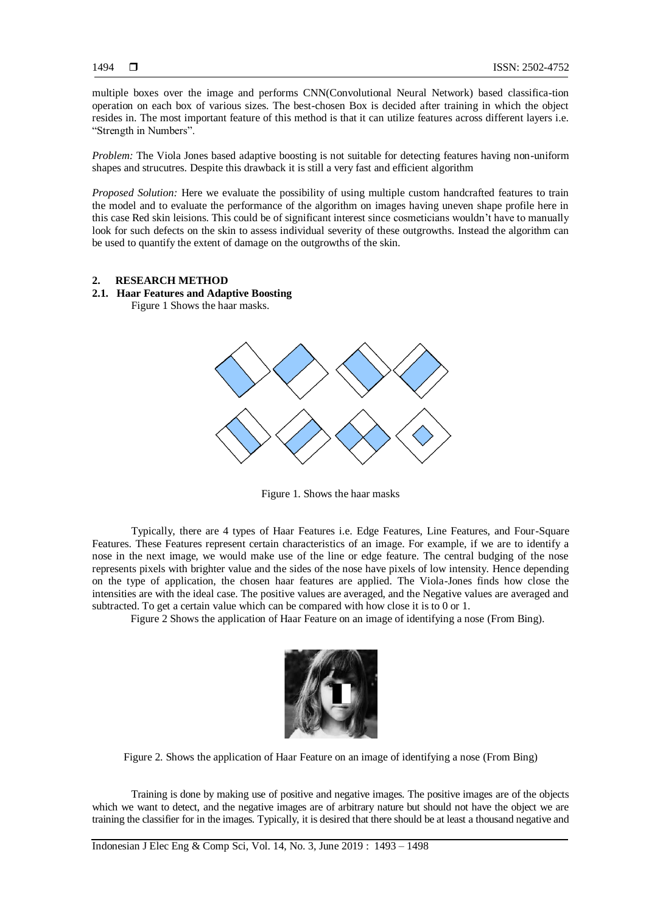multiple boxes over the image and performs CNN(Convolutional Neural Network) based classifica-tion operation on each box of various sizes. The best-chosen Box is decided after training in which the object resides in. The most important feature of this method is that it can utilize features across different layers i.e. "Strength in Numbers".

*Problem:* The Viola Jones based adaptive boosting is not suitable for detecting features having non-uniform shapes and strucutres. Despite this drawback it is still a very fast and efficient algorithm

*Proposed Solution:* Here we evaluate the possibility of using multiple custom handcrafted features to train the model and to evaluate the performance of the algorithm on images having uneven shape profile here in this case Red skin leisions. This could be of significant interest since cosmeticians wouldn't have to manually look for such defects on the skin to assess individual severity of these outgrowths. Instead the algorithm can be used to quantify the extent of damage on the outgrowths of the skin.

## 2. RESEARCH METHOD

### 2.1. Haar Features and Adaptive Boosting

Figure 1 Shows the haar masks.

Figure 1. Shows the haar masks

Typically, there are 4 types of Haar Features i.e. Edge Features, Line Features, and Four-Square Features. These Features represent certain characteristics of an image. For example, if we are to identify a nose in the next image, we would make use of the line or edge feature. The central budging of the nose represents pixels with brighter value and the sides of the nose have pixels of low intensity. Hence depending on the type of application, the chosen haar features are applied. The Viola-Jones finds how close the intensities are with the ideal case. The positive values are averaged, and the Negative values are averaged and subtracted. To get a certain value which can be compared with how close it is to 0 or 1.

Figure 2 Shows the application of Haar Feature on an image of identifying a nose (From Bing).

Figure 2. Shows the application of Haar Feature on an image of identifying a nose (From Bing)

Training is done by making use of positive and negative images. The positive images are of the objects which we want to detect, and the negative images are of arbitrary nature but should not have the object we are training the classifier for in the images. Typically, it is desired that there should be at least a thousand negative and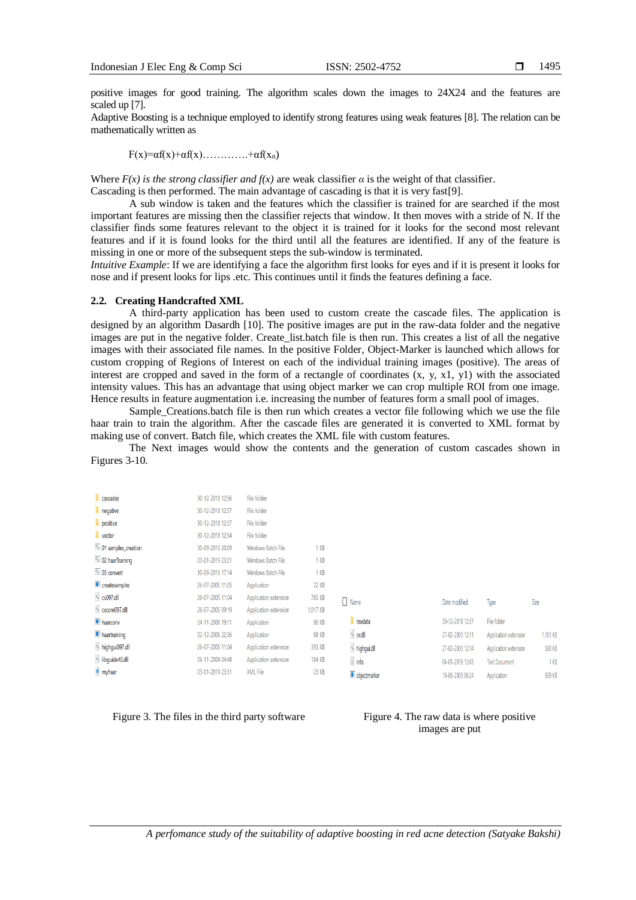positive images for good training. The algorithm scales down the images to 24X24 and the features are scaled up [7].

Adaptive Boosting is a technique employed to identify strong features using weak features [8]. The relation can be mathematically written as

$$F(x)=\alpha f(x)+\alpha f(x)\ldots\ldots\ldots\ldots+\alpha f(x_n)$$

Where *F(x) is the strong classifier and f(x)* are weak classifier $\alpha$ is the weight of that classifier.

Cascading is then performed. The main advantage of cascading is that it is very fast[9].

A sub window is taken and the features which the classifier is trained for are searched if the most important features are missing then the classifier rejects that window. It then moves with a stride of N. If the classifier finds some features relevant to the object it is trained for it looks for the second most relevant features and if it is found looks for the third until all the features are identified. If any of the feature is missing in one or more of the subsequent steps the sub-window is terminated.

*Intuitive Example*: If we are identifying a face the algorithm first looks for eyes and if it is present it looks for nose and if present looks for lips .etc. This continues until it finds the features defining a face.

### 2.2. Creating Handcrafted XML

A third-party application has been used to custom create the cascade files. The application is designed by an algorithm Dasardh [10]. The positive images are put in the raw-data folder and the negative images are put in the negative folder. Create_list.batch file is then run. This creates a list of all the negative images with their associated file names. In the positive Folder, Object-Marker is launched which allows for custom cropping of Regions of Interest on each of the individual training images (positive). The areas of interest are cropped and saved in the form of a rectangle of coordinates (x, y, x1, y1) with the associated intensity values. This has an advantage that using object marker we can crop multiple ROI from one image. Hence results in feature augmentation i.e. increasing the number of features form a small pool of images.

Sample_Creations.batch file is then run which creates a vector file following which we use the file haar train to train the algorithm. After the cascade files are generated it is converted to XML format by making use of convert. Batch file, which creates the XML file with custom features.

The Next images would show the contents and the generation of custom cascades shown in Figures 3-10.

| Name | Date modified | Type | Size |
|---|---|---|---|
| cascades | 30-12-2018 12:56 | File folder | |
| negative | 30-12-2018 12:37 | File folder | |
| positive | 30-12-2018 12:37 | File folder | |
| vector | 30-12-2018 12:54 | File folder | |
| 01 samples_creation | 30-09-2016 20:09 | Windows Batch File | 1 KB |
| 02 haarTraining | 03-01-2019 23:21 | Windows Batch File | 1 KB |
| 03 convert | 30-09-2016 17:14 | Windows Batch File | 1 KB |
| createsamples | 26-07-2005 11:05 | Application | 72 KB |
| cv097.dll | 26-07-2005 11:04 | Application extension | 785 KB |
| cxcore097.dll | 26-07-2005 09:19 | Application extension | 1,017 KB |
| haarconv | 24-11-2006 19:11 | Application | 60 KB |
| haartraining | 02-12-2006 22:36 | Application | 88 KB |
| highgui097.dll | 26-07-2005 11:04 | Application extension | 393 KB |
| libguide40.dll | 06-11-2004 04:48 | Application extension | 184 KB |
| myhaar | 03-01-2019 23:31 | XML File | 23 KB |

Figure 3. The files in the third party software

| Name | Date modified | Type | Size |
|---|---|---|---|
| rawdata | 30-12-2018 12:37 | File folder | |
| cv.dll | 27-02-2003 12:11 | Application extension | 1,161 KB |
| highgui.dll | 27-02-2003 12:14 | Application extension | 500 KB |
| info | 04-01-2019 13:43 | Text Document | 1 KB |
| objectmarker | 10-06-2003 06:24 | Application | 509 KB |

Figure 4. The raw data is where positive images are put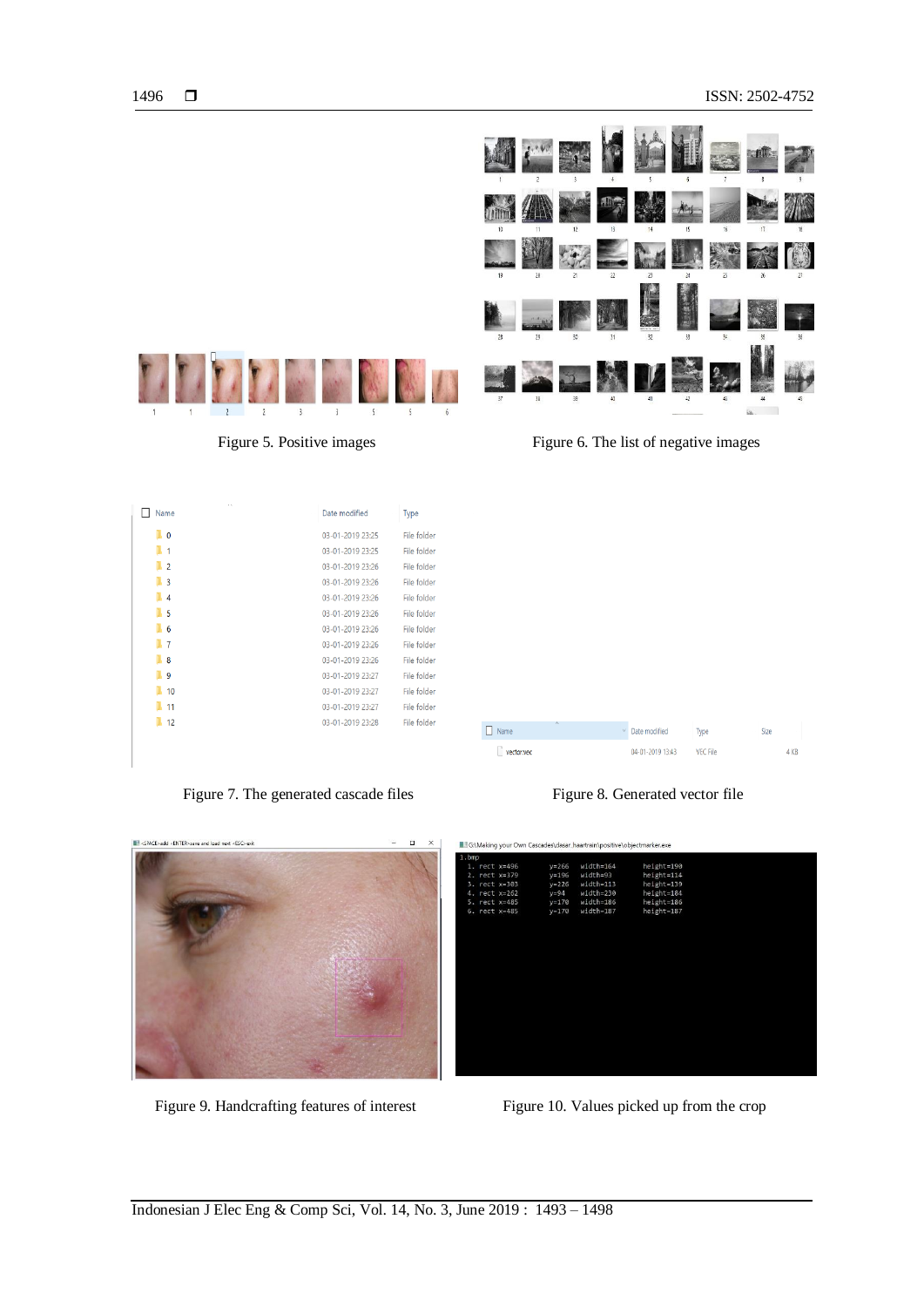Figure 5. Positive images

Figure 6. The list of negative images

Figure 7. The generated cascade files

Figure 8. Generated vector file

Figure 9. Handcrafting features of interest

Figure 10. Values picked up from the crop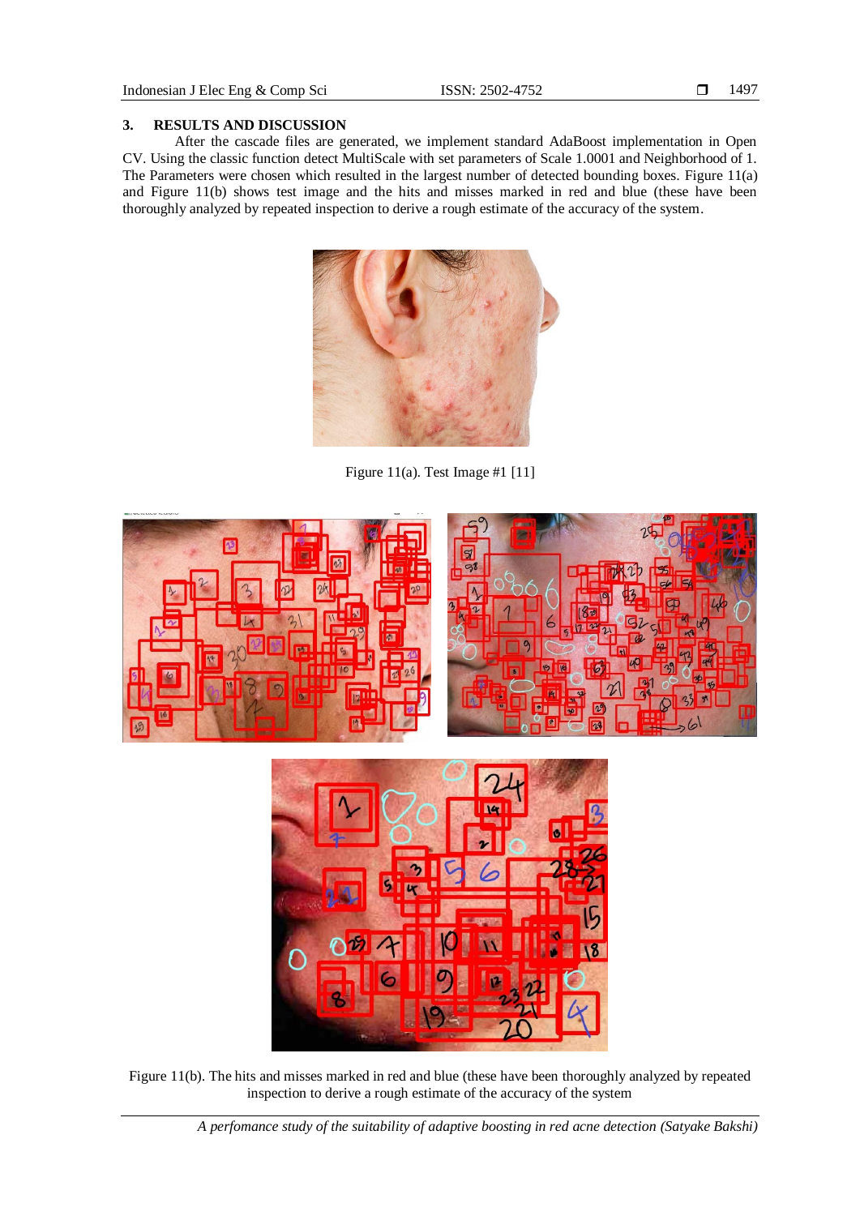## 3. RESULTS AND DISCUSSION

After the cascade files are generated, we implement standard AdaBoost implementation in Open CV. Using the classic function detect MultiScale with set parameters of Scale 1.0001 and Neighborhood of 1. The Parameters were chosen which resulted in the largest number of detected bounding boxes. Figure 11(a) and Figure 11(b) shows test image and the hits and misses marked in red and blue (these have been thoroughly analyzed by repeated inspection to derive a rough estimate of the accuracy of the system.

Figure 11(a). Test Image #1 [11]

Figure 11(b). The hits and misses marked in red and blue (these have been thoroughly analyzed by repeated inspection to derive a rough estimate of the accuracy of the system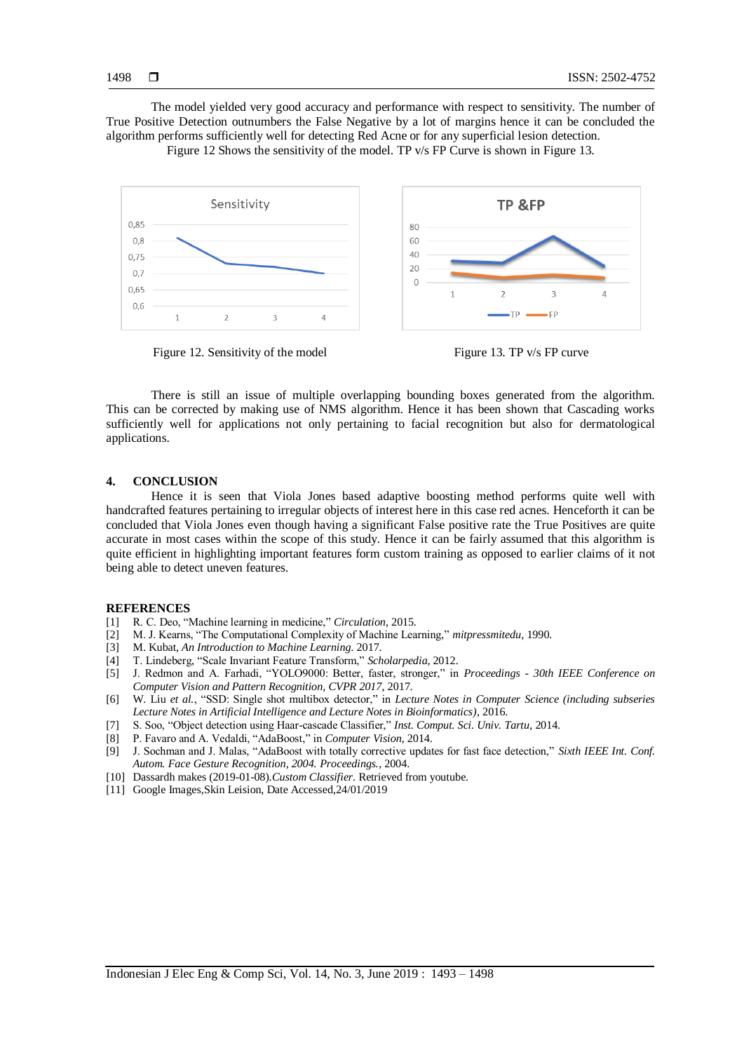The model yielded very good accuracy and performance with respect to sensitivity. The number of True Positive Detection outnumbers the False Negative by a lot of margins hence it can be concluded the algorithm performs sufficiently well for detecting Red Acne or for any superficial lesion detection.

Figure 12 Shows the sensitivity of the model. TP v/s FP Curve is shown in Figure 13.

Sensitivity

0,85
0,8
0,75
0,7
0,65
0,6

1 2 3 4

Figure 12. Sensitivity of the model

TP &FP

80
60
40
20
0

1 2 3 4

TP FP

Figure 13. TP v/s FP curve

There is still an issue of multiple overlapping bounding boxes generated from the algorithm. This can be corrected by making use of NMS algorithm. Hence it has been shown that Cascading works sufficiently well for applications not only pertaining to facial recognition but also for dermatological applications.

## 4. CONCLUSION

Hence it is seen that Viola Jones based adaptive boosting method performs quite well with handcrafted features pertaining to irregular objects of interest here in this case red acnes. Henceforth it can be concluded that Viola Jones even though having a significant False positive rate the True Positives are quite accurate in most cases within the scope of this study. Hence it can be fairly assumed that this algorithm is quite efficient in highlighting important features form custom training as opposed to earlier claims of it not being able to detect uneven features.

## REFERENCES

[1] R. C. Deo, "Machine learning in medicine," *Circulation*, 2015.
[2] M. J. Kearns, "The Computational Complexity of Machine Learning," *mitpressmitedu*, 1990.
[3] M. Kubat, *An Introduction to Machine Learning.* 2017.
[4] T. Lindeberg, "Scale Invariant Feature Transform," *Scholarpedia*, 2012.
[5] J. Redmon and A. Farhadi, "YOLO9000: Better, faster, stronger," in *Proceedings - 30th IEEE Conference on Computer Vision and Pattern Recognition, CVPR 2017*, 2017.
[6] W. Liu *et al.*, "SSD: Single shot multibox detector," in *Lecture Notes in Computer Science (including subseries Lecture Notes in Artificial Intelligence and Lecture Notes in Bioinformatics)*, 2016.
[7] S. Soo, "Object detection using Haar-cascade Classifier," *Inst. Comput. Sci. Univ. Tartu*, 2014.
[8] P. Favaro and A. Vedaldi, "AdaBoost," in *Computer Vision*, 2014.
[9] J. Sochman and J. Malas, "AdaBoost with totally corrective updates for fast face detection," *Sixth IEEE Int. Conf. Autom. Face Gesture Recognition, 2004. Proceedings.*, 2004.
[10] Dassardh makes (2019-01-08).*Custom Classifier.* Retrieved from youtube.
[11] Google Images,Skin Leision, Date Accessed,24/01/2019